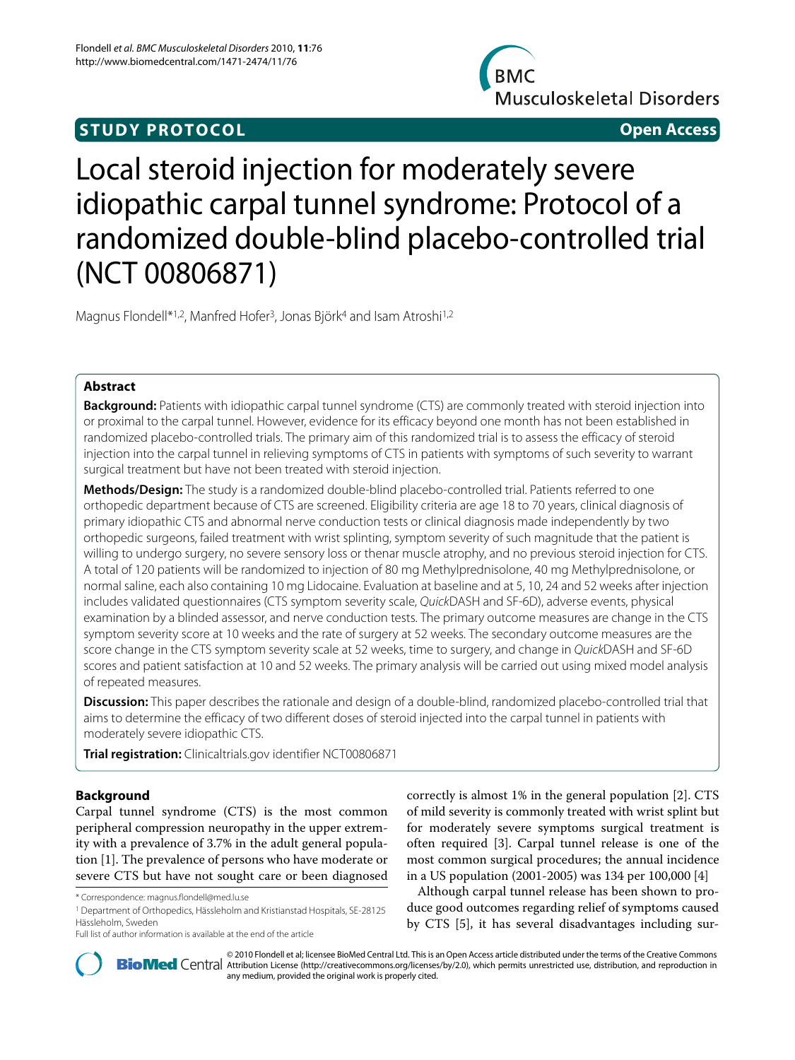**STUDY PROTOCOL** **Open Access**

# Local steroid injection for moderately severe idiopathic carpal tunnel syndrome: Protocol of a randomized double-blind placebo-controlled trial (NCT 00806871)

Magnus Flondell*[1,2], Manfred Hofer[3], Jonas Björk[4] and Isam Atroshi[1,2]

## Abstract

**Background:** Patients with idiopathic carpal tunnel syndrome (CTS) are commonly treated with steroid injection into or proximal to the carpal tunnel. However, evidence for its efficacy beyond one month has not been established in randomized placebo-controlled trials. The primary aim of this randomized trial is to assess the efficacy of steroid injection into the carpal tunnel in relieving symptoms of CTS in patients with symptoms of such severity to warrant surgical treatment but have not been treated with steroid injection.

**Methods/Design:** The study is a randomized double-blind placebo-controlled trial. Patients referred to one orthopedic department because of CTS are screened. Eligibility criteria are age 18 to 70 years, clinical diagnosis of primary idiopathic CTS and abnormal nerve conduction tests or clinical diagnosis made independently by two orthopedic surgeons, failed treatment with wrist splinting, symptom severity of such magnitude that the patient is willing to undergo surgery, no severe sensory loss or thenar muscle atrophy, and no previous steroid injection for CTS. A total of 120 patients will be randomized to injection of 80 mg Methylprednisolone, 40 mg Methylprednisolone, or normal saline, each also containing 10 mg Lidocaine. Evaluation at baseline and at 5, 10, 24 and 52 weeks after injection includes validated questionnaires (CTS symptom severity scale, *Quick*DASH and SF-6D), adverse events, physical examination by a blinded assessor, and nerve conduction tests. The primary outcome measures are change in the CTS symptom severity score at 10 weeks and the rate of surgery at 52 weeks. The secondary outcome measures are the score change in the CTS symptom severity scale at 52 weeks, time to surgery, and change in *Quick*DASH and SF-6D scores and patient satisfaction at 10 and 52 weeks. The primary analysis will be carried out using mixed model analysis of repeated measures.

**Discussion:** This paper describes the rationale and design of a double-blind, randomized placebo-controlled trial that aims to determine the efficacy of two different doses of steroid injected into the carpal tunnel in patients with moderately severe idiopathic CTS.

**Trial registration:** Clinicaltrials.gov identifier NCT00806871

## Background

Carpal tunnel syndrome (CTS) is the most common peripheral compression neuropathy in the upper extremity with a prevalence of 3.7% in the adult general population [1]. The prevalence of persons who have moderate or severe CTS but have not sought care or been diagnosed correctly is almost 1% in the general population [2]. CTS of mild severity is commonly treated with wrist splint but for moderately severe symptoms surgical treatment is often required [3]. Carpal tunnel release is one of the most common surgical procedures; the annual incidence in a US population (2001-2005) was 134 per 100,000 [4]

Although carpal tunnel release has been shown to produce good outcomes regarding relief of symptoms caused by CTS [5], it has several disadvantages including sur-

\* Correspondence: magnus.flondell@med.lu.se

[1] Department of Orthopedics, Hässleholm and Kristianstad Hospitals, SE-28125 Hässleholm, Sweden

Full list of author information is available at the end of the article

© 2010 Flondell et al; licensee BioMed Central Ltd. This is an Open Access article distributed under the terms of the Creative Commons Attribution License (http://creativecommons.org/licenses/by/2.0), which permits unrestricted use, distribution, and reproduction in any medium, provided the original work is properly cited.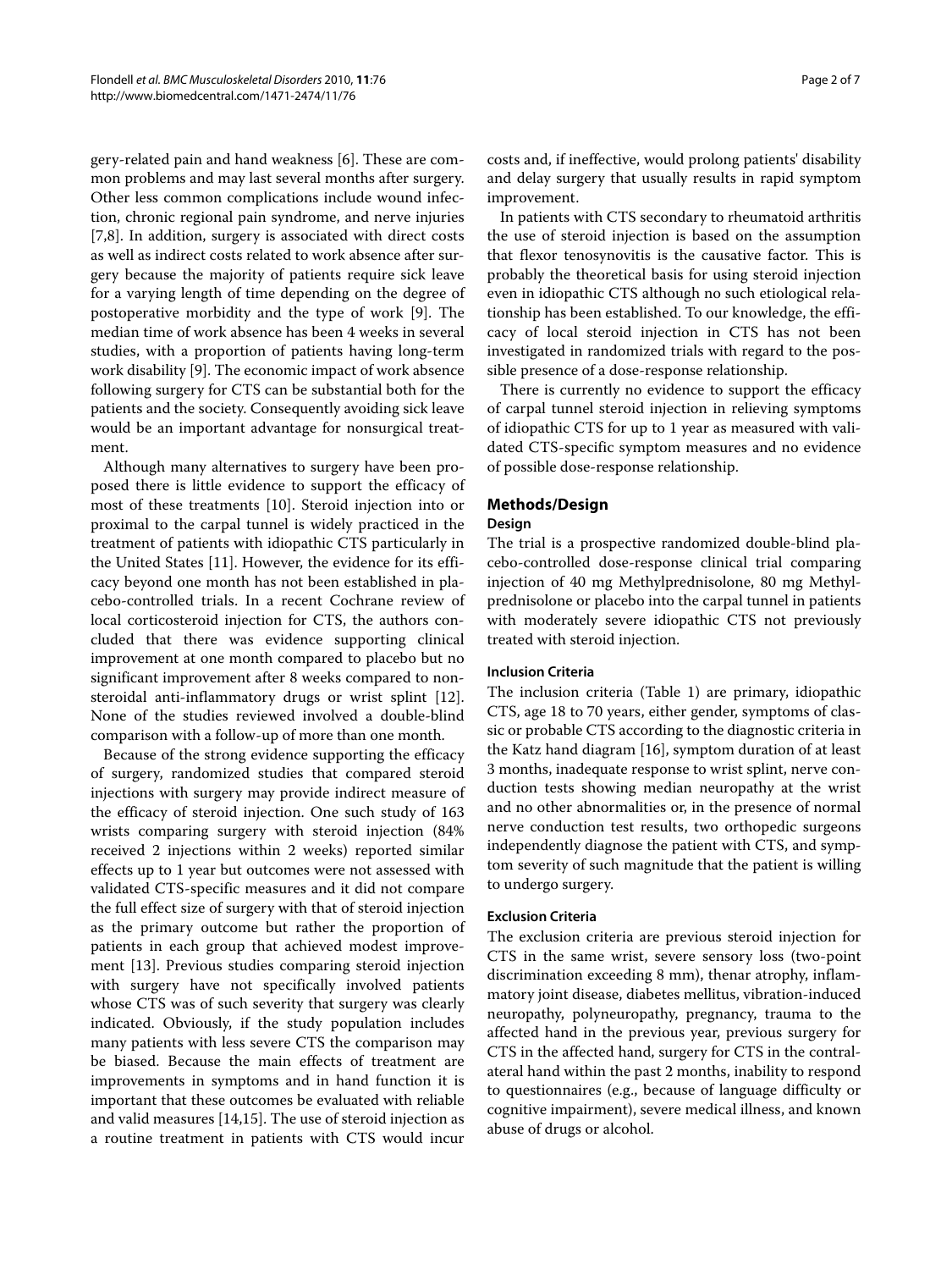gery-related pain and hand weakness [6]. These are common problems and may last several months after surgery. Other less common complications include wound infection, chronic regional pain syndrome, and nerve injuries [7,8]. In addition, surgery is associated with direct costs as well as indirect costs related to work absence after surgery because the majority of patients require sick leave for a varying length of time depending on the degree of postoperative morbidity and the type of work [9]. The median time of work absence has been 4 weeks in several studies, with a proportion of patients having long-term work disability [9]. The economic impact of work absence following surgery for CTS can be substantial both for the patients and the society. Consequently avoiding sick leave would be an important advantage for nonsurgical treatment.

Although many alternatives to surgery have been proposed there is little evidence to support the efficacy of most of these treatments [10]. Steroid injection into or proximal to the carpal tunnel is widely practiced in the treatment of patients with idiopathic CTS particularly in the United States [11]. However, the evidence for its efficacy beyond one month has not been established in placebo-controlled trials. In a recent Cochrane review of local corticosteroid injection for CTS, the authors concluded that there was evidence supporting clinical improvement at one month compared to placebo but no significant improvement after 8 weeks compared to nonsteroidal anti-inflammatory drugs or wrist splint [12]. None of the studies reviewed involved a double-blind comparison with a follow-up of more than one month.

Because of the strong evidence supporting the efficacy of surgery, randomized studies that compared steroid injections with surgery may provide indirect measure of the efficacy of steroid injection. One such study of 163 wrists comparing surgery with steroid injection (84% received 2 injections within 2 weeks) reported similar effects up to 1 year but outcomes were not assessed with validated CTS-specific measures and it did not compare the full effect size of surgery with that of steroid injection as the primary outcome but rather the proportion of patients in each group that achieved modest improvement [13]. Previous studies comparing steroid injection with surgery have not specifically involved patients whose CTS was of such severity that surgery was clearly indicated. Obviously, if the study population includes many patients with less severe CTS the comparison may be biased. Because the main effects of treatment are improvements in symptoms and in hand function it is important that these outcomes be evaluated with reliable and valid measures [14,15]. The use of steroid injection as a routine treatment in patients with CTS would incur costs and, if ineffective, would prolong patients' disability and delay surgery that usually results in rapid symptom improvement.

In patients with CTS secondary to rheumatoid arthritis the use of steroid injection is based on the assumption that flexor tenosynovitis is the causative factor. This is probably the theoretical basis for using steroid injection even in idiopathic CTS although no such etiological relationship has been established. To our knowledge, the efficacy of local steroid injection in CTS has not been investigated in randomized trials with regard to the possible presence of a dose-response relationship.

There is currently no evidence to support the efficacy of carpal tunnel steroid injection in relieving symptoms of idiopathic CTS for up to 1 year as measured with validated CTS-specific symptom measures and no evidence of possible dose-response relationship.

## Methods/Design

### Design

The trial is a prospective randomized double-blind placebo-controlled dose-response clinical trial comparing injection of 40 mg Methylprednisolone, 80 mg Methylprednisolone or placebo into the carpal tunnel in patients with moderately severe idiopathic CTS not previously treated with steroid injection.

### Inclusion Criteria

The inclusion criteria (Table 1) are primary, idiopathic CTS, age 18 to 70 years, either gender, symptoms of classic or probable CTS according to the diagnostic criteria in the Katz hand diagram [16], symptom duration of at least 3 months, inadequate response to wrist splint, nerve conduction tests showing median neuropathy at the wrist and no other abnormalities or, in the presence of normal nerve conduction test results, two orthopedic surgeons independently diagnose the patient with CTS, and symptom severity of such magnitude that the patient is willing to undergo surgery.

### Exclusion Criteria

The exclusion criteria are previous steroid injection for CTS in the same wrist, severe sensory loss (two-point discrimination exceeding 8 mm), thenar atrophy, inflammatory joint disease, diabetes mellitus, vibration-induced neuropathy, polyneuropathy, pregnancy, trauma to the affected hand in the previous year, previous surgery for CTS in the affected hand, surgery for CTS in the contralateral hand within the past 2 months, inability to respond to questionnaires (e.g., because of language difficulty or cognitive impairment), severe medical illness, and known abuse of drugs or alcohol.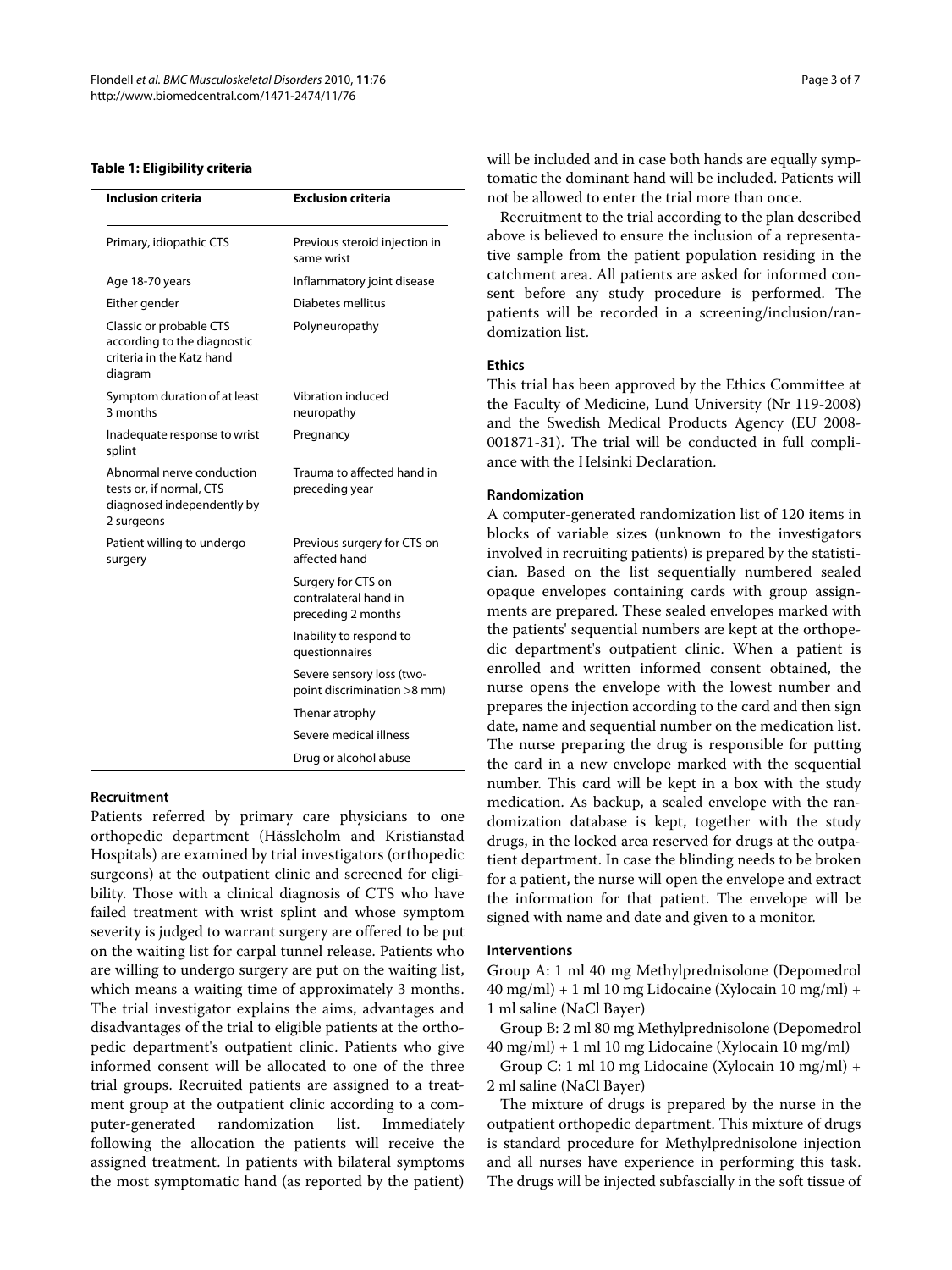**Table 1: Eligibility criteria**

| Inclusion criteria | Exclusion criteria |
| --- | --- |
| Primary, idiopathic CTS | Previous steroid injection in same wrist |
| Age 18-70 years | Inflammatory joint disease |
| Either gender | Diabetes mellitus |
| Classic or probable CTS according to the diagnostic criteria in the Katz hand diagram | Polyneuropathy |
| Symptom duration of at least 3 months | Vibration induced neuropathy |
| Inadequate response to wrist splint | Pregnancy |
| Abnormal nerve conduction tests or, if normal, CTS diagnosed independently by 2 surgeons | Trauma to affected hand in preceding year |
| Patient willing to undergo surgery | Previous surgery for CTS on affected hand |
| | Surgery for CTS on contralateral hand in preceding 2 months |
| | Inability to respond to questionnaires |
| | Severe sensory loss (two-point discrimination >8 mm) |
| | Thenar atrophy |
| | Severe medical illness |
| | Drug or alcohol abuse |

### Recruitment

Patients referred by primary care physicians to one orthopedic department (Hässleholm and Kristianstad Hospitals) are examined by trial investigators (orthopedic surgeons) at the outpatient clinic and screened for eligibility. Those with a clinical diagnosis of CTS who have failed treatment with wrist splint and whose symptom severity is judged to warrant surgery are offered to be put on the waiting list for carpal tunnel release. Patients who are willing to undergo surgery are put on the waiting list, which means a waiting time of approximately 3 months. The trial investigator explains the aims, advantages and disadvantages of the trial to eligible patients at the orthopedic department's outpatient clinic. Patients who give informed consent will be allocated to one of the three trial groups. Recruited patients are assigned to a treatment group at the outpatient clinic according to a computer-generated randomization list. Immediately following the allocation the patients will receive the assigned treatment. In patients with bilateral symptoms the most symptomatic hand (as reported by the patient) will be included and in case both hands are equally symptomatic the dominant hand will be included. Patients will not be allowed to enter the trial more than once.

Recruitment to the trial according to the plan described above is believed to ensure the inclusion of a representative sample from the patient population residing in the catchment area. All patients are asked for informed consent before any study procedure is performed. The patients will be recorded in a screening/inclusion/randomization list.

### Ethics

This trial has been approved by the Ethics Committee at the Faculty of Medicine, Lund University (Nr 119-2008) and the Swedish Medical Products Agency (EU 2008-001871-31). The trial will be conducted in full compliance with the Helsinki Declaration.

### Randomization

A computer-generated randomization list of 120 items in blocks of variable sizes (unknown to the investigators involved in recruiting patients) is prepared by the statistician. Based on the list sequentially numbered sealed opaque envelopes containing cards with group assignments are prepared. These sealed envelopes marked with the patients' sequential numbers are kept at the orthopedic department's outpatient clinic. When a patient is enrolled and written informed consent obtained, the nurse opens the envelope with the lowest number and prepares the injection according to the card and then sign date, name and sequential number on the medication list. The nurse preparing the drug is responsible for putting the card in a new envelope marked with the sequential number. This card will be kept in a box with the study medication. As backup, a sealed envelope with the randomization database is kept, together with the study drugs, in the locked area reserved for drugs at the outpatient department. In case the blinding needs to be broken for a patient, the nurse will open the envelope and extract the information for that patient. The envelope will be signed with name and date and given to a monitor.

### Interventions

Group A: 1 ml 40 mg Methylprednisolone (Depomedrol 40 mg/ml) + 1 ml 10 mg Lidocaine (Xylocain 10 mg/ml) + 1 ml saline (NaCl Bayer)

Group B: 2 ml 80 mg Methylprednisolone (Depomedrol 40 mg/ml) + 1 ml 10 mg Lidocaine (Xylocain 10 mg/ml)

Group C: 1 ml 10 mg Lidocaine (Xylocain 10 mg/ml) + 2 ml saline (NaCl Bayer)

The mixture of drugs is prepared by the nurse in the outpatient orthopedic department. This mixture of drugs is standard procedure for Methylprednisolone injection and all nurses have experience in performing this task. The drugs will be injected subfascially in the soft tissue of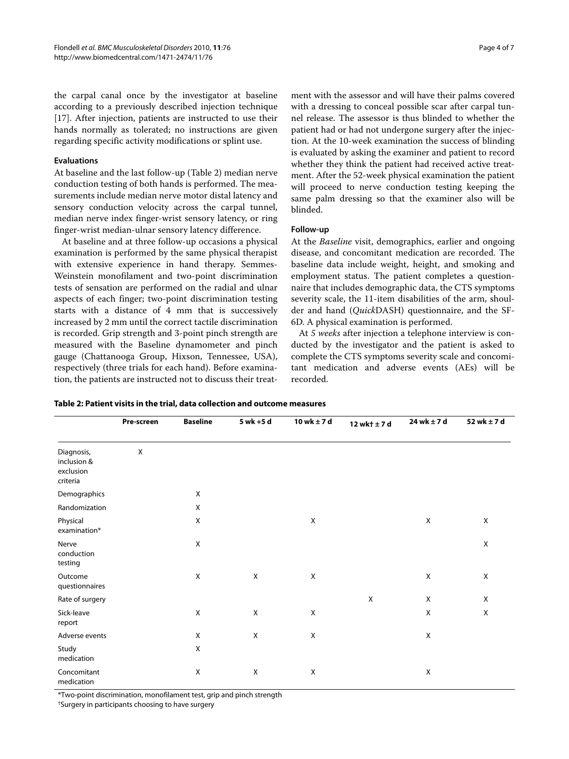the carpal canal once by the investigator at baseline according to a previously described injection technique [17]. After injection, patients are instructed to use their hands normally as tolerated; no instructions are given regarding specific activity modifications or splint use.

### Evaluations

At baseline and the last follow-up (Table 2) median nerve conduction testing of both hands is performed. The measurements include median nerve motor distal latency and sensory conduction velocity across the carpal tunnel, median nerve index finger-wrist sensory latency, or ring finger-wrist median-ulnar sensory latency difference.

At baseline and at three follow-up occasions a physical examination is performed by the same physical therapist with extensive experience in hand therapy. Semmes-Weinstein monofilament and two-point discrimination tests of sensation are performed on the radial and ulnar aspects of each finger; two-point discrimination testing starts with a distance of 4 mm that is successively increased by 2 mm until the correct tactile discrimination is recorded. Grip strength and 3-point pinch strength are measured with the Baseline dynamometer and pinch gauge (Chattanooga Group, Hixson, Tennessee, USA), respectively (three trials for each hand). Before examination, the patients are instructed not to discuss their treatment with the assessor and will have their palms covered with a dressing to conceal possible scar after carpal tunnel release. The assessor is thus blinded to whether the patient had or had not undergone surgery after the injection. At the 10-week examination the success of blinding is evaluated by asking the examiner and patient to record whether they think the patient had received active treatment. After the 52-week physical examination the patient will proceed to nerve conduction testing keeping the same palm dressing so that the examiner also will be blinded.

### Follow-up

At the *Baseline* visit, demographics, earlier and ongoing disease, and concomitant medication are recorded. The baseline data include weight, height, and smoking and employment status. The patient completes a questionnaire that includes demographic data, the CTS symptoms severity scale, the 11-item disabilities of the arm, shoulder and hand (*Quick*DASH) questionnaire, and the SF-6D. A physical examination is performed.

At *5 weeks* after injection a telephone interview is conducted by the investigator and the patient is asked to complete the CTS symptoms severity scale and concomitant medication and adverse events (AEs) will be recorded.

**Table 2: Patient visits in the trial, data collection and outcome measures**

| | Pre-screen | Baseline | 5 wk +5 d | 10 wk ± 7 d | 12 wk† ± 7 d | 24 wk ± 7 d | 52 wk ± 7 d |
|---|---|---|---|---|---|---|---|
| Diagnosis, inclusion & exclusion criteria | X | | | | | | |
| Demographics | | X | | | | | |
| Randomization | | X | | | | | |
| Physical examination* | | X | | X | | X | X |
| Nerve conduction testing | | X | | | | | X |
| Outcome questionnaires | | X | X | X | | X | X |
| Rate of surgery | | | | | X | X | X |
| Sick-leave report | | X | X | X | | X | X |
| Adverse events | | X | X | X | | X | |
| Study medication | | X | | | | | |
| Concomitant medication | | X | X | X | | X | |

*Two-point discrimination, monofilament test, grip and pinch strength

†Surgery in participants choosing to have surgery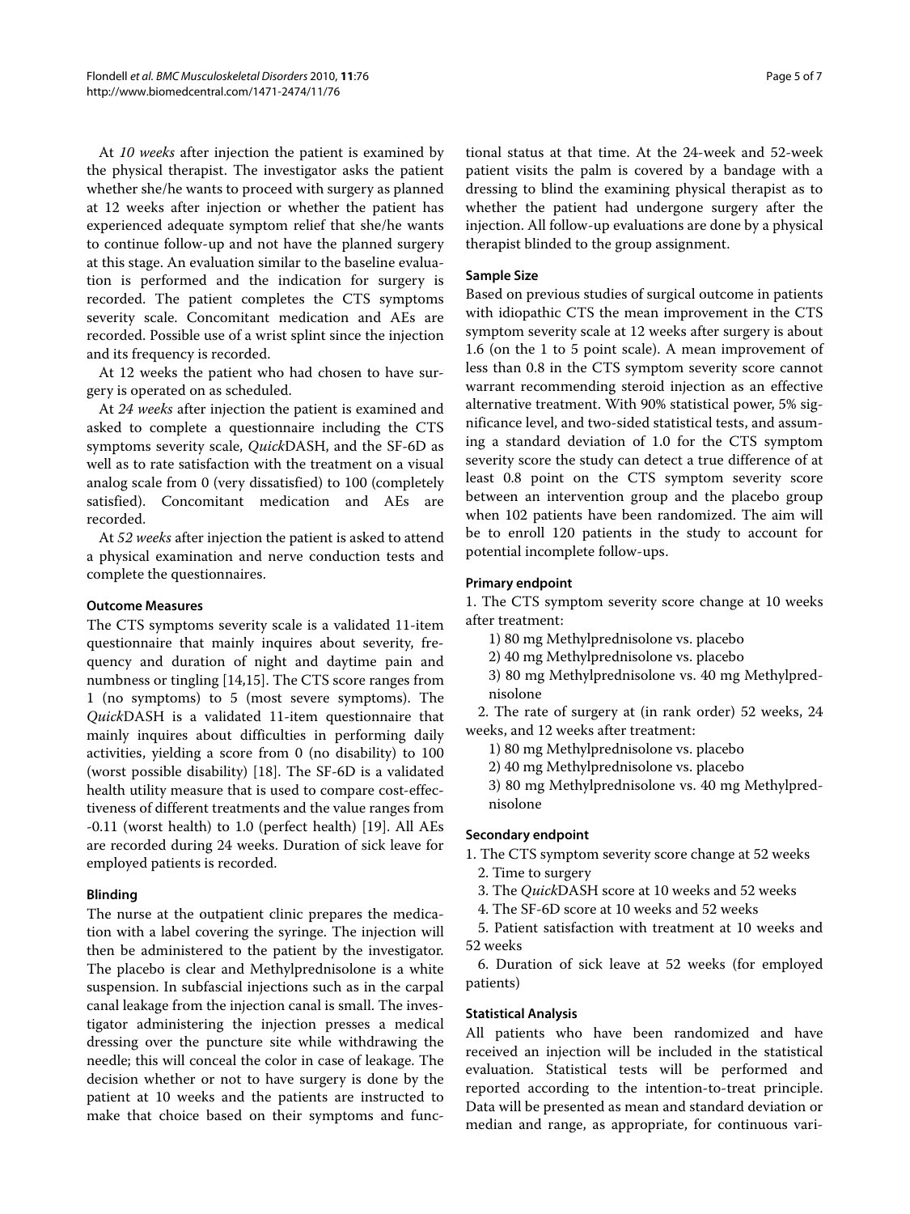At *10 weeks* after injection the patient is examined by the physical therapist. The investigator asks the patient whether she/he wants to proceed with surgery as planned at 12 weeks after injection or whether the patient has experienced adequate symptom relief that she/he wants to continue follow-up and not have the planned surgery at this stage. An evaluation similar to the baseline evaluation is performed and the indication for surgery is recorded. The patient completes the CTS symptoms severity scale. Concomitant medication and AEs are recorded. Possible use of a wrist splint since the injection and its frequency is recorded.

At 12 weeks the patient who had chosen to have surgery is operated on as scheduled.

At *24 weeks* after injection the patient is examined and asked to complete a questionnaire including the CTS symptoms severity scale, *Quick*DASH, and the SF-6D as well as to rate satisfaction with the treatment on a visual analog scale from 0 (very dissatisfied) to 100 (completely satisfied). Concomitant medication and AEs are recorded.

At *52 weeks* after injection the patient is asked to attend a physical examination and nerve conduction tests and complete the questionnaires.

#### Outcome Measures

The CTS symptoms severity scale is a validated 11-item questionnaire that mainly inquires about severity, frequency and duration of night and daytime pain and numbness or tingling [14,15]. The CTS score ranges from 1 (no symptoms) to 5 (most severe symptoms). The *Quick*DASH is a validated 11-item questionnaire that mainly inquires about difficulties in performing daily activities, yielding a score from 0 (no disability) to 100 (worst possible disability) [18]. The SF-6D is a validated health utility measure that is used to compare cost-effectiveness of different treatments and the value ranges from -0.11 (worst health) to 1.0 (perfect health) [19]. All AEs are recorded during 24 weeks. Duration of sick leave for employed patients is recorded.

#### Blinding

The nurse at the outpatient clinic prepares the medication with a label covering the syringe. The injection will then be administered to the patient by the investigator. The placebo is clear and Methylprednisolone is a white suspension. In subfascial injections such as in the carpal canal leakage from the injection canal is small. The investigator administering the injection presses a medical dressing over the puncture site while withdrawing the needle; this will conceal the color in case of leakage. The decision whether or not to have surgery is done by the patient at 10 weeks and the patients are instructed to make that choice based on their symptoms and functional status at that time. At the 24-week and 52-week patient visits the palm is covered by a bandage with a dressing to blind the examining physical therapist as to whether the patient had undergone surgery after the injection. All follow-up evaluations are done by a physical therapist blinded to the group assignment.

#### Sample Size

Based on previous studies of surgical outcome in patients with idiopathic CTS the mean improvement in the CTS symptom severity scale at 12 weeks after surgery is about 1.6 (on the 1 to 5 point scale). A mean improvement of less than 0.8 in the CTS symptom severity score cannot warrant recommending steroid injection as an effective alternative treatment. With 90% statistical power, 5% significance level, and two-sided statistical tests, and assuming a standard deviation of 1.0 for the CTS symptom severity score the study can detect a true difference of at least 0.8 point on the CTS symptom severity score between an intervention group and the placebo group when 102 patients have been randomized. The aim will be to enroll 120 patients in the study to account for potential incomplete follow-ups.

#### Primary endpoint

1. The CTS symptom severity score change at 10 weeks after treatment:
   1) 80 mg Methylprednisolone vs. placebo
   2) 40 mg Methylprednisolone vs. placebo
   3) 80 mg Methylprednisolone vs. 40 mg Methylprednisolone
2. The rate of surgery at (in rank order) 52 weeks, 24 weeks, and 12 weeks after treatment:
   1) 80 mg Methylprednisolone vs. placebo
   2) 40 mg Methylprednisolone vs. placebo
   3) 80 mg Methylprednisolone vs. 40 mg Methylprednisolone

#### Secondary endpoint

1. The CTS symptom severity score change at 52 weeks
2. Time to surgery
3. The *Quick*DASH score at 10 weeks and 52 weeks
4. The SF-6D score at 10 weeks and 52 weeks
5. Patient satisfaction with treatment at 10 weeks and 52 weeks
6. Duration of sick leave at 52 weeks (for employed patients)

#### Statistical Analysis

All patients who have been randomized and have received an injection will be included in the statistical evaluation. Statistical tests will be performed and reported according to the intention-to-treat principle. Data will be presented as mean and standard deviation or median and range, as appropriate, for continuous vari-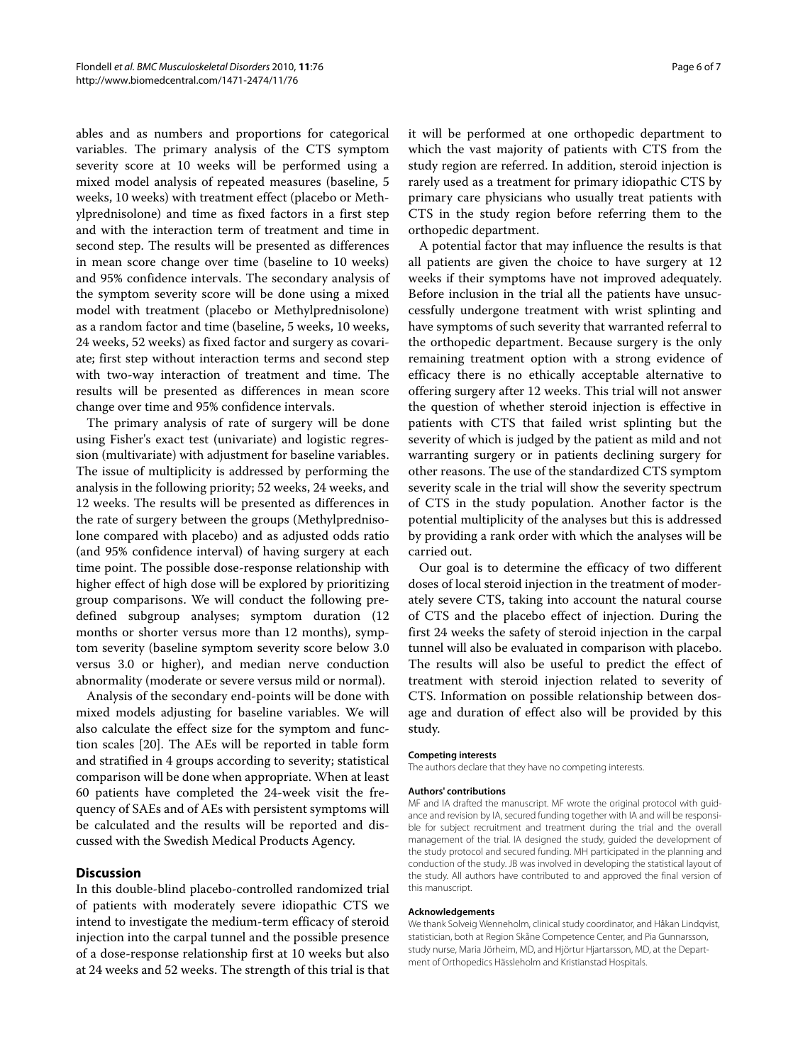ables and as numbers and proportions for categorical variables. The primary analysis of the CTS symptom severity score at 10 weeks will be performed using a mixed model analysis of repeated measures (baseline, 5 weeks, 10 weeks) with treatment effect (placebo or Methylprednisolone) and time as fixed factors in a first step and with the interaction term of treatment and time in second step. The results will be presented as differences in mean score change over time (baseline to 10 weeks) and 95% confidence intervals. The secondary analysis of the symptom severity score will be done using a mixed model with treatment (placebo or Methylprednisolone) as a random factor and time (baseline, 5 weeks, 10 weeks, 24 weeks, 52 weeks) as fixed factor and surgery as covariate; first step without interaction terms and second step with two-way interaction of treatment and time. The results will be presented as differences in mean score change over time and 95% confidence intervals.

The primary analysis of rate of surgery will be done using Fisher's exact test (univariate) and logistic regression (multivariate) with adjustment for baseline variables. The issue of multiplicity is addressed by performing the analysis in the following priority; 52 weeks, 24 weeks, and 12 weeks. The results will be presented as differences in the rate of surgery between the groups (Methylprednisolone compared with placebo) and as adjusted odds ratio (and 95% confidence interval) of having surgery at each time point. The possible dose-response relationship with higher effect of high dose will be explored by prioritizing group comparisons. We will conduct the following predefined subgroup analyses; symptom duration (12 months or shorter versus more than 12 months), symptom severity (baseline symptom severity score below 3.0 versus 3.0 or higher), and median nerve conduction abnormality (moderate or severe versus mild or normal).

Analysis of the secondary end-points will be done with mixed models adjusting for baseline variables. We will also calculate the effect size for the symptom and function scales [20]. The AEs will be reported in table form and stratified in 4 groups according to severity; statistical comparison will be done when appropriate. When at least 60 patients have completed the 24-week visit the frequency of SAEs and of AEs with persistent symptoms will be calculated and the results will be reported and discussed with the Swedish Medical Products Agency.

## Discussion

In this double-blind placebo-controlled randomized trial of patients with moderately severe idiopathic CTS we intend to investigate the medium-term efficacy of steroid injection into the carpal tunnel and the possible presence of a dose-response relationship first at 10 weeks but also at 24 weeks and 52 weeks. The strength of this trial is that it will be performed at one orthopedic department to which the vast majority of patients with CTS from the study region are referred. In addition, steroid injection is rarely used as a treatment for primary idiopathic CTS by primary care physicians who usually treat patients with CTS in the study region before referring them to the orthopedic department.

A potential factor that may influence the results is that all patients are given the choice to have surgery at 12 weeks if their symptoms have not improved adequately. Before inclusion in the trial all the patients have unsuccessfully undergone treatment with wrist splinting and have symptoms of such severity that warranted referral to the orthopedic department. Because surgery is the only remaining treatment option with a strong evidence of efficacy there is no ethically acceptable alternative to offering surgery after 12 weeks. This trial will not answer the question of whether steroid injection is effective in patients with CTS that failed wrist splinting but the severity of which is judged by the patient as mild and not warranting surgery or in patients declining surgery for other reasons. The use of the standardized CTS symptom severity scale in the trial will show the severity spectrum of CTS in the study population. Another factor is the potential multiplicity of the analyses but this is addressed by providing a rank order with which the analyses will be carried out.

Our goal is to determine the efficacy of two different doses of local steroid injection in the treatment of moderately severe CTS, taking into account the natural course of CTS and the placebo effect of injection. During the first 24 weeks the safety of steroid injection in the carpal tunnel will also be evaluated in comparison with placebo. The results will also be useful to predict the effect of treatment with steroid injection related to severity of CTS. Information on possible relationship between dosage and duration of effect also will be provided by this study.

#### Competing interests

The authors declare that they have no competing interests.

#### Authors' contributions

MF and IA drafted the manuscript. MF wrote the original protocol with guidance and revision by IA, secured funding together with IA and will be responsible for subject recruitment and treatment during the trial and the overall management of the trial. IA designed the study, guided the development of the study protocol and secured funding. MH participated in the planning and conduction of the study. JB was involved in developing the statistical layout of the study. All authors have contributed to and approved the final version of this manuscript.

#### Acknowledgements

We thank Solveig Wenneholm, clinical study coordinator, and Håkan Lindqvist, statistician, both at Region Skåne Competence Center, and Pia Gunnarsson, study nurse, Maria Jörheim, MD, and Hjörtur Hjartarsson, MD, at the Department of Orthopedics Hässleholm and Kristianstad Hospitals.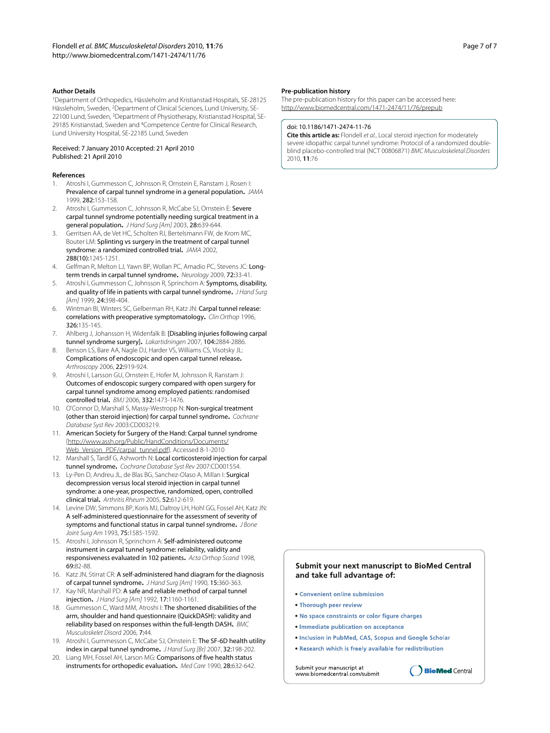### Author Details

[1]Department of Orthopedics, Hässleholm and Kristianstad Hospitals, SE-28125 Hässleholm, Sweden, [2]Department of Clinical Sciences, Lund University, SE-22100 Lund, Sweden, [3]Department of Physiotherapy, Kristianstad Hospital, SE-29185 Kristianstad, Sweden and [4]Competence Centre for Clinical Research, Lund University Hospital, SE-22185 Lund, Sweden

Received: 7 January 2010 Accepted: 21 April 2010
Published: 21 April 2010

### References

1. Atroshi I, Gummesson C, Johnsson R, Ornstein E, Ranstam J, Rosen I: **Prevalence of carpal tunnel syndrome in a general population.** *JAMA* 1999, **282**:153-158.
2. Atroshi I, Gummesson C, Johnsson R, McCabe SJ, Ornstein E: **Severe carpal tunnel syndrome potentially needing surgical treatment in a general population.** *J Hand Surg [Am]* 2003, **28**:639-644.
3. Gerritsen AA, de Vet HC, Scholten RJ, Bertelsmann FW, de Krom MC, Bouter LM: **Splinting vs surgery in the treatment of carpal tunnel syndrome: a randomized controlled trial.** *JAMA* 2002, **288(10)**:1245-1251.
4. Gelfman R, Melton LJ, Yawn BP, Wollan PC, Amadio PC, Stevens JC: **Long-term trends in carpal tunnel syndrome.** *Neurology* 2009, **72**:33-41.
5. Atroshi I, Gummesson C, Johnsson R, Sprinchorn A: **Symptoms, disability, and quality of life in patients with carpal tunnel syndrome.** *J Hand Surg [Am]* 1999, **24**:398-404.
6. Wintman BI, Winters SC, Gelberman RH, Katz JN: **Carpal tunnel release: correlations with preoperative symptomatology.** *Clin Orthop* 1996, **326**:135-145.
7. Ahlberg J, Johansson H, Widenfalk B: **[Disabling injuries following carpal tunnel syndrome surgery].** *Lakartidningen* 2007, **104**:2884-2886.
8. Benson LS, Bare AA, Nagle DJ, Harder VS, Williams CS, Visotsky JL: **Complications of endoscopic and open carpal tunnel release.** *Arthroscopy* 2006, **22**:919-924.
9. Atroshi I, Larsson GU, Ornstein E, Hofer M, Johnsson R, Ranstam J: **Outcomes of endoscopic surgery compared with open surgery for carpal tunnel syndrome among employed patients: randomised controlled trial.** *BMJ* 2006, **332**:1473-1476.
10. O'Connor D, Marshall S, Massy-Westropp N: **Non-surgical treatment (other than steroid injection) for carpal tunnel syndrome.** *Cochrane Database Syst Rev* 2003:CD003219.
11. American Society for Surgery of the Hand: **Carpal tunnel syndrome** [http://www.assh.org/Public/HandConditions/Documents/Web_Version_PDF/carpal_tunnel.pdf]. Accessed 8-1-2010
12. Marshall S, Tardif G, Ashworth N: **Local corticosteroid injection for carpal tunnel syndrome.** *Cochrane Database Syst Rev* 2007:CD001554.
13. Ly-Pen D, Andreu JL, de Blas BG, Sanchez-Olaso A, Millan I: **Surgical decompression versus local steroid injection in carpal tunnel syndrome: a one-year, prospective, randomized, open, controlled clinical trial.** *Arthritis Rheum* 2005, **52**:612-619.
14. Levine DW, Simmons BP, Koris MJ, Daltroy LH, Hohl GG, Fossel AH, Katz JN: **A self-administered questionnaire for the assessment of severity of symptoms and functional status in carpal tunnel syndrome.** *J Bone Joint Surg Am* 1993, **75**:1585-1592.
15. Atroshi I, Johnsson R, Sprinchorn A: **Self-administered outcome instrument in carpal tunnel syndrome: reliability, validity and responsiveness evaluated in 102 patients.** *Acta Orthop Scand* 1998, **69**:82-88.
16. Katz JN, Stirrat CR: **A self-administered hand diagram for the diagnosis of carpal tunnel syndrome.** *J Hand Surg [Am]* 1990, **15**:360-363.
17. Kay NR, Marshall PD: **A safe and reliable method of carpal tunnel injection.** *J Hand Surg [Am]* 1992, **17**:1160-1161.
18. Gummesson C, Ward MM, Atroshi I: **The shortened disabilities of the arm, shoulder and hand questionnaire (QuickDASH): validity and reliability based on responses within the full-length DASH.** *BMC Musculoskelet Disord* 2006, **7**:44.
19. Atroshi I, Gummesson C, McCabe SJ, Ornstein E: **The SF-6D health utility index in carpal tunnel syndrome.** *J Hand Surg [Br]* 2007, **32**:198-202.
20. Liang MH, Fossel AH, Larson MG: **Comparisons of five health status instruments for orthopedic evaluation.** *Med Care* 1990, **28**:632-642.

### Pre-publication history

The pre-publication history for this paper can be accessed here:
http://www.biomedcentral.com/1471-2474/11/76/prepub

doi: 10.1186/1471-2474-11-76

**Cite this article as:** Flondell *et al.*, Local steroid injection for moderately severe idiopathic carpal tunnel syndrome: Protocol of a randomized double-blind placebo-controlled trial (NCT 00806871) *BMC Musculoskeletal Disorders* 2010, **11**:76

**Submit your next manuscript to BioMed Central and take full advantage of:**

- Convenient online submission
- Thorough peer review
- No space constraints or color figure charges
- Immediate publication on acceptance
- Inclusion in PubMed, CAS, Scopus and Google Scholar
- Research which is freely available for redistribution

Submit your manuscript at
www.biomedcentral.com/submit

BioMed Central